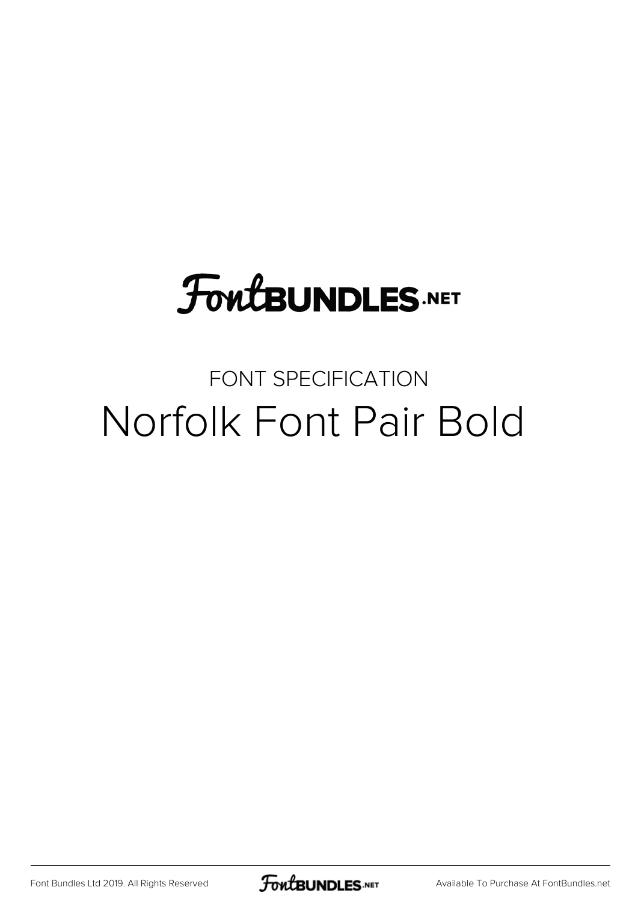FontBUNDLES.NET

FONT SPECIFICATION

# Norfolk Font Pair Bold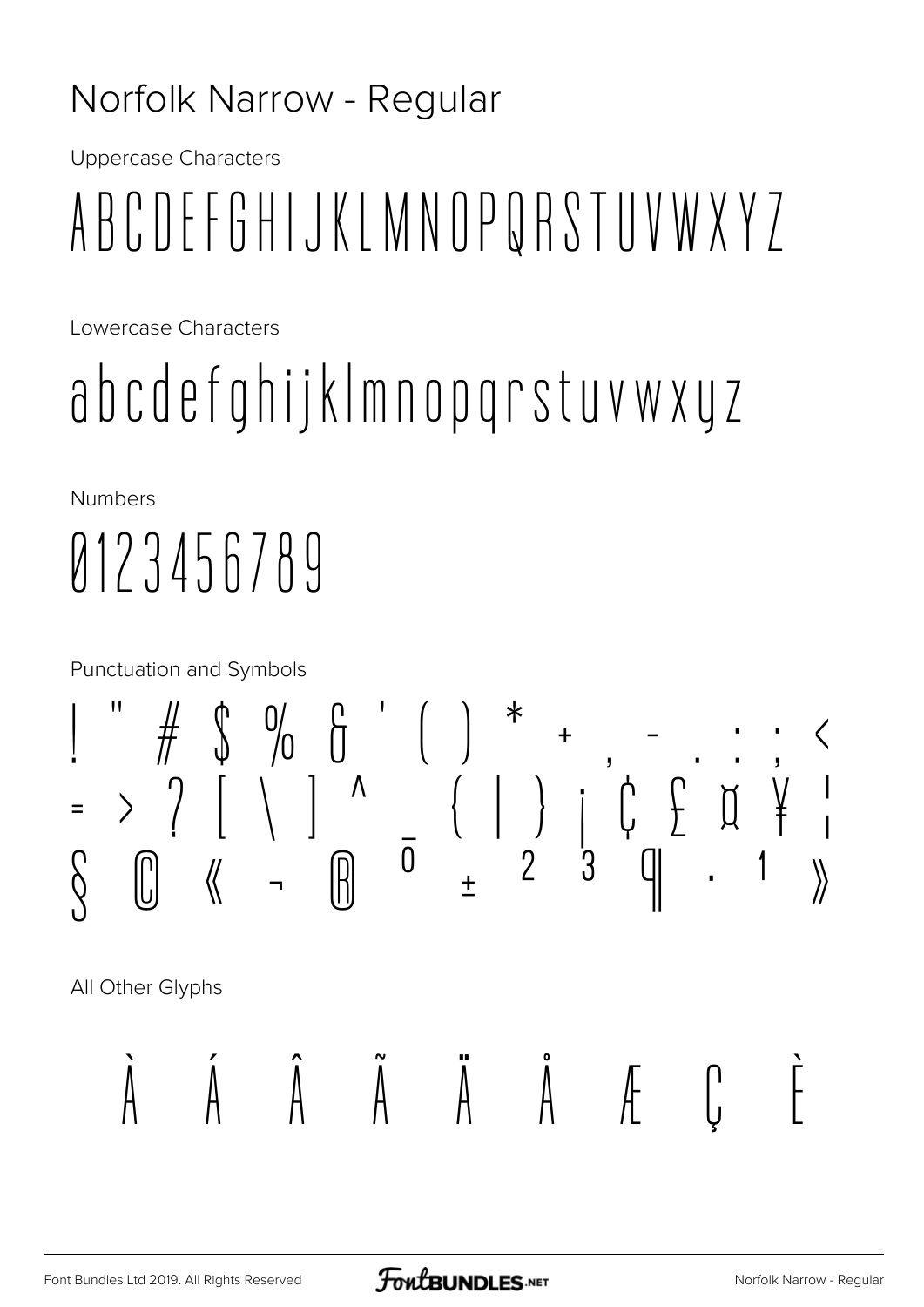# Norfolk Narrow - Regular

Uppercase Characters

ABCDEFGHIJKLMNOPQRSTUVWXYZ

Lowercase Characters

abcdefghijklmnopqrstuvwxyz

Numbers

0123456789

Punctuation and Symbols

! " # $ % & ' ( ) * + , - . : ; <
= > ? [ \ ] ^ _ { | } ¡ ¢ £ ¤ ¥ ¦
§ © « ¬ ® ¯ ± ² ³ ¶ · ¹ »

All Other Glyphs

À Á Â Ã Ä Å Æ Ç È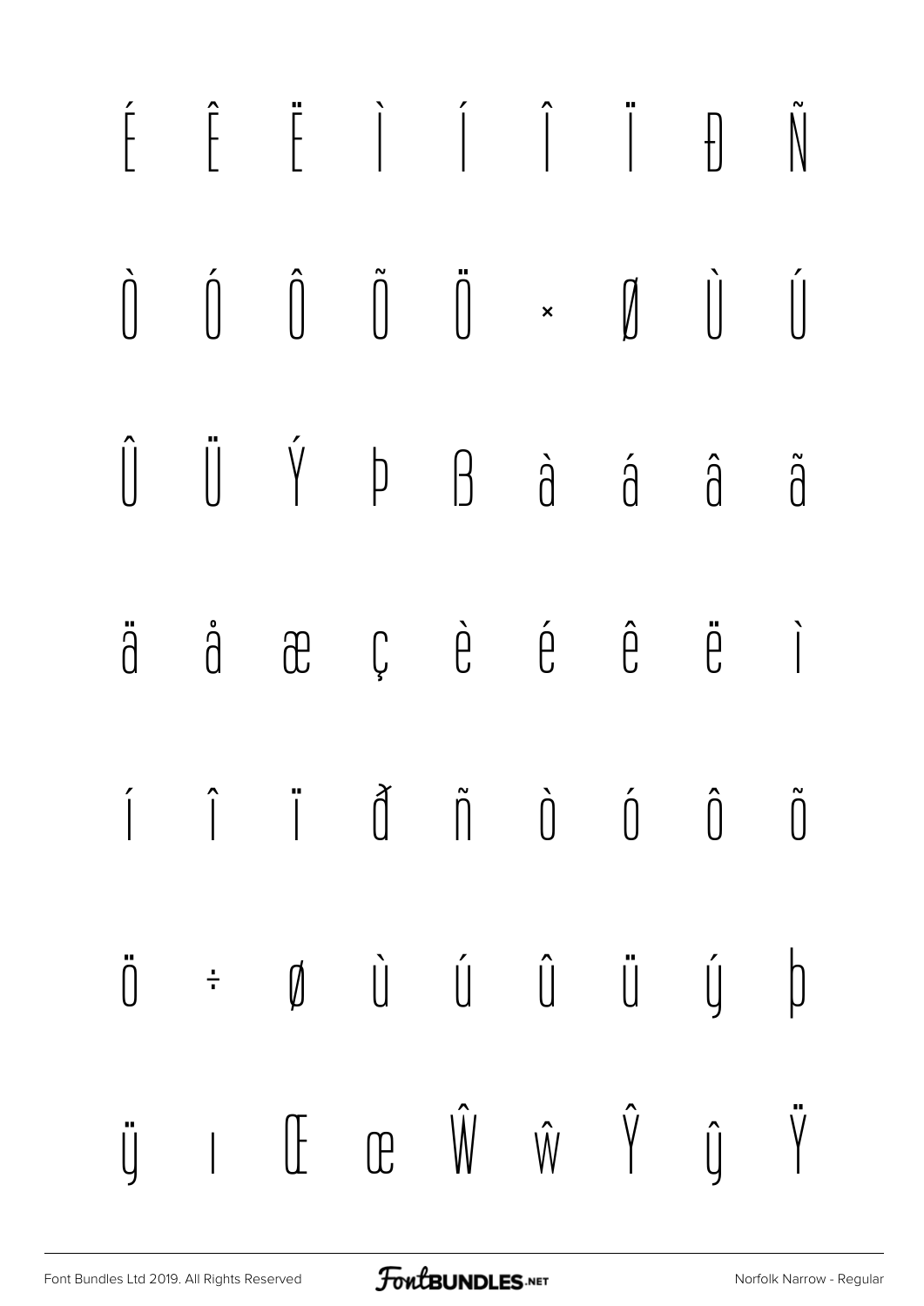É Ê Ë Ì Í Î Ï Đ Ñ

Ò Ó Ô Õ Ö × Ø Ù Ú

Û Ü Ý Þ ß à á â ã

ä å æ ç è é ê ë ì

í î ï ð ñ ò ó ô õ

ö ÷ ø ù ú û ü ý þ

ÿ ı Œ œ Ŵ ŵ Ŷ ŷ Ÿ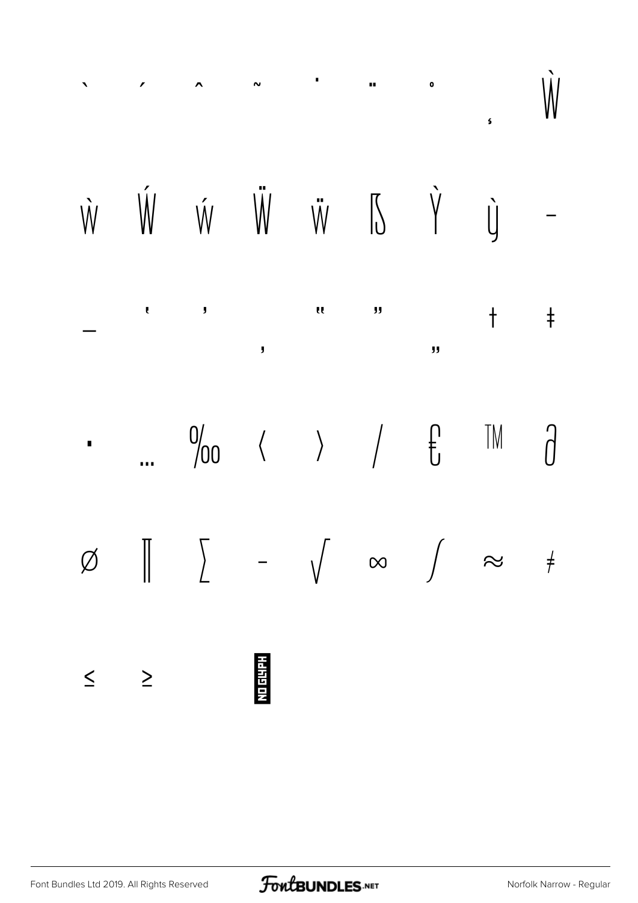` ´ ˆ ˜ ˙ ¨ ˚ ˛ Ẁ

ẁ Ẃ ẃ Ẅ ẅ ẞ Ỳ ỳ –

— ‘ ’ ‚ “ ” „ † ‡

• … ‰ ‹ › ⁄ € ™ ∂

∅ ∏ ∑ − √ ∞ ∫ ≈ ≠

≤ ≥ NO GLYPH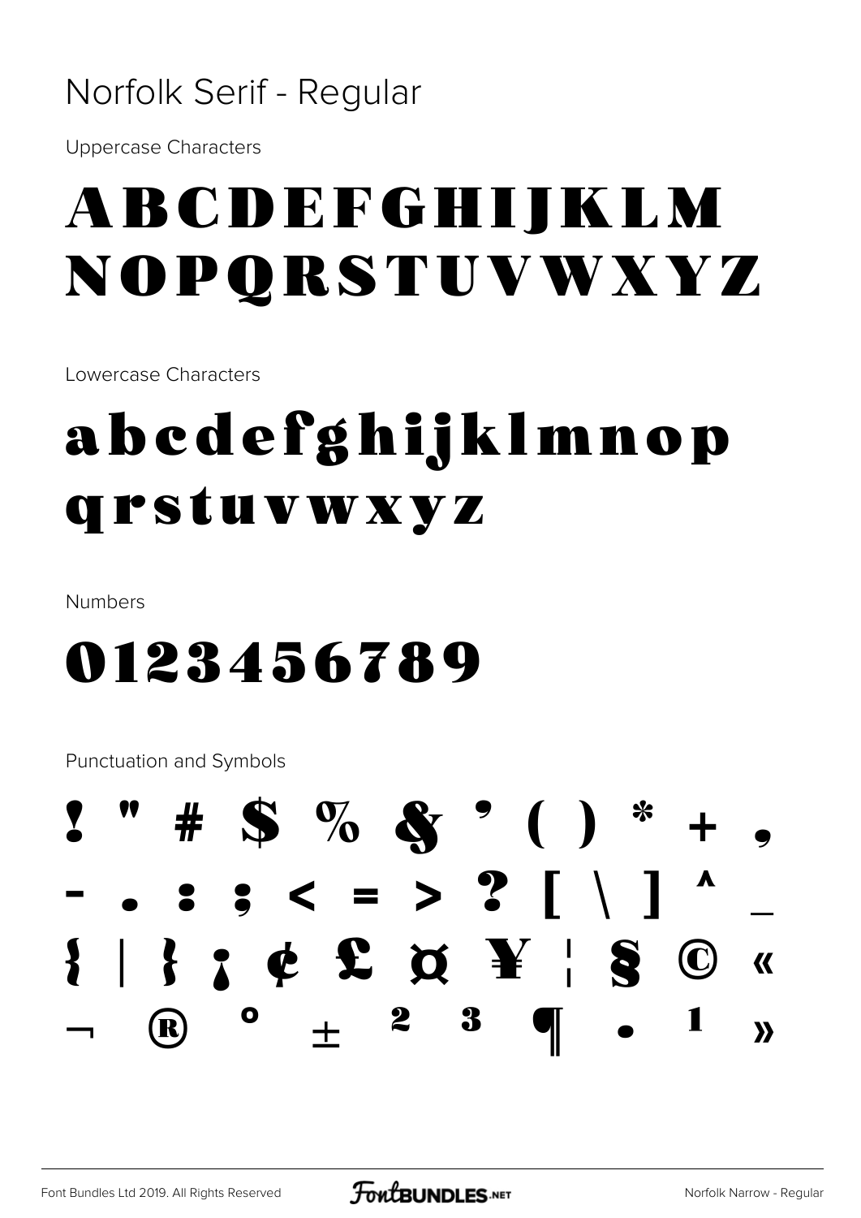# Norfolk Serif - Regular

Uppercase Characters

## ABCDEFGHIJKLM NOPQRSTUVWXYZ

Lowercase Characters

## abcdefghijklmnop qrstuvwxyz

Numbers

## 0123456789

Punctuation and Symbols

## ! " # $ % & ' ( ) * + , - . : ; < = > ? [ \ ] ^ _ { | } ¡ ¢ £ ¤ ¥ ¦ § © « ¬ ® ° ± ² ³ ¶ • ¹ »

Font Bundles Ltd 2019. All Rights Reserved

Norfolk Narrow - Regular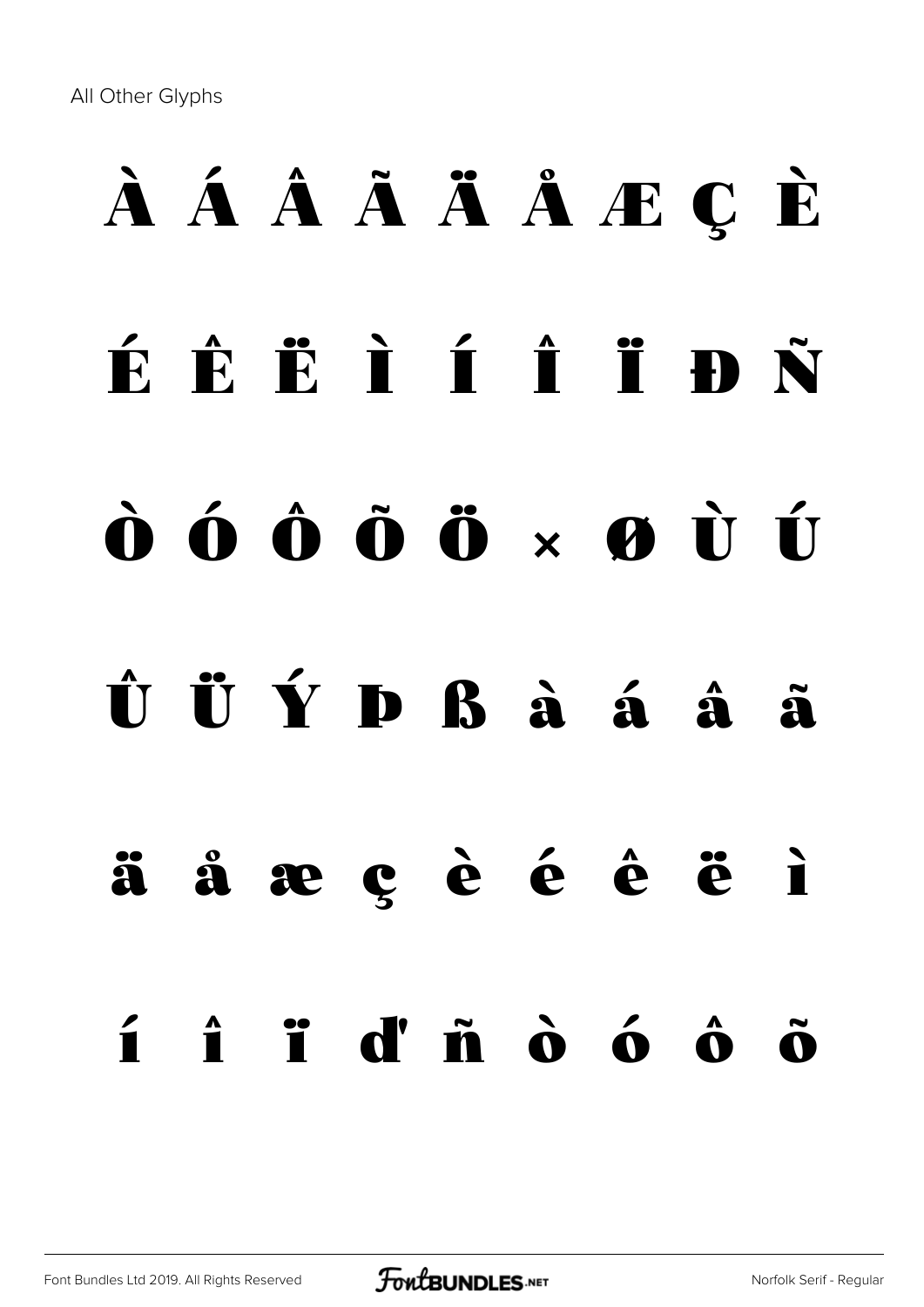All Other Glyphs

À Á Â Ã Ä Å Æ Ç È

É Ê Ë Ì Í Î Ï Đ Ñ

Ò Ó Ô Õ Ö × Ø Ù Ú

Û Ü Ý Þ ß à á â ã

ä å æ ç è é ê ë ì

í î ï ď ñ ò ó ô õ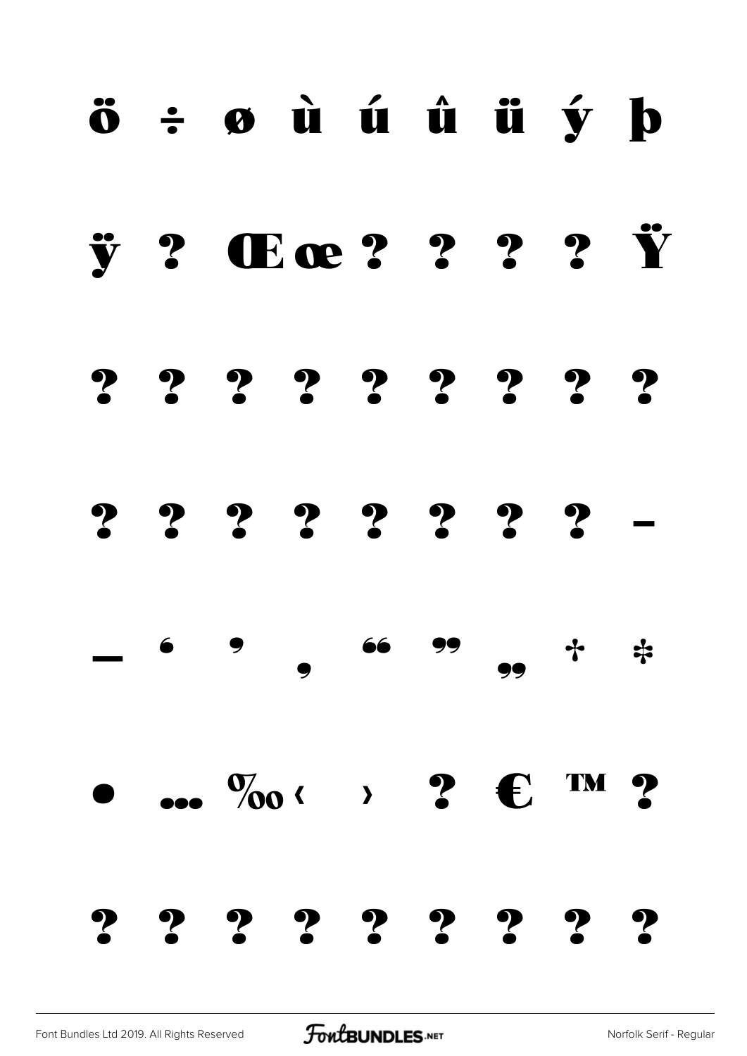ö ÷ ø ù ú û ü ý þ

ÿ ? Œ œ ? ? ? ? Ÿ

? ? ? ? ? ? ? ? ?

? ? ? ? ? ? ? ? –

— ‘ ’ ‚ “ ” „ † ‡

• … ‰ ‹ › ? € ™ ?

? ? ? ? ? ? ? ? ?